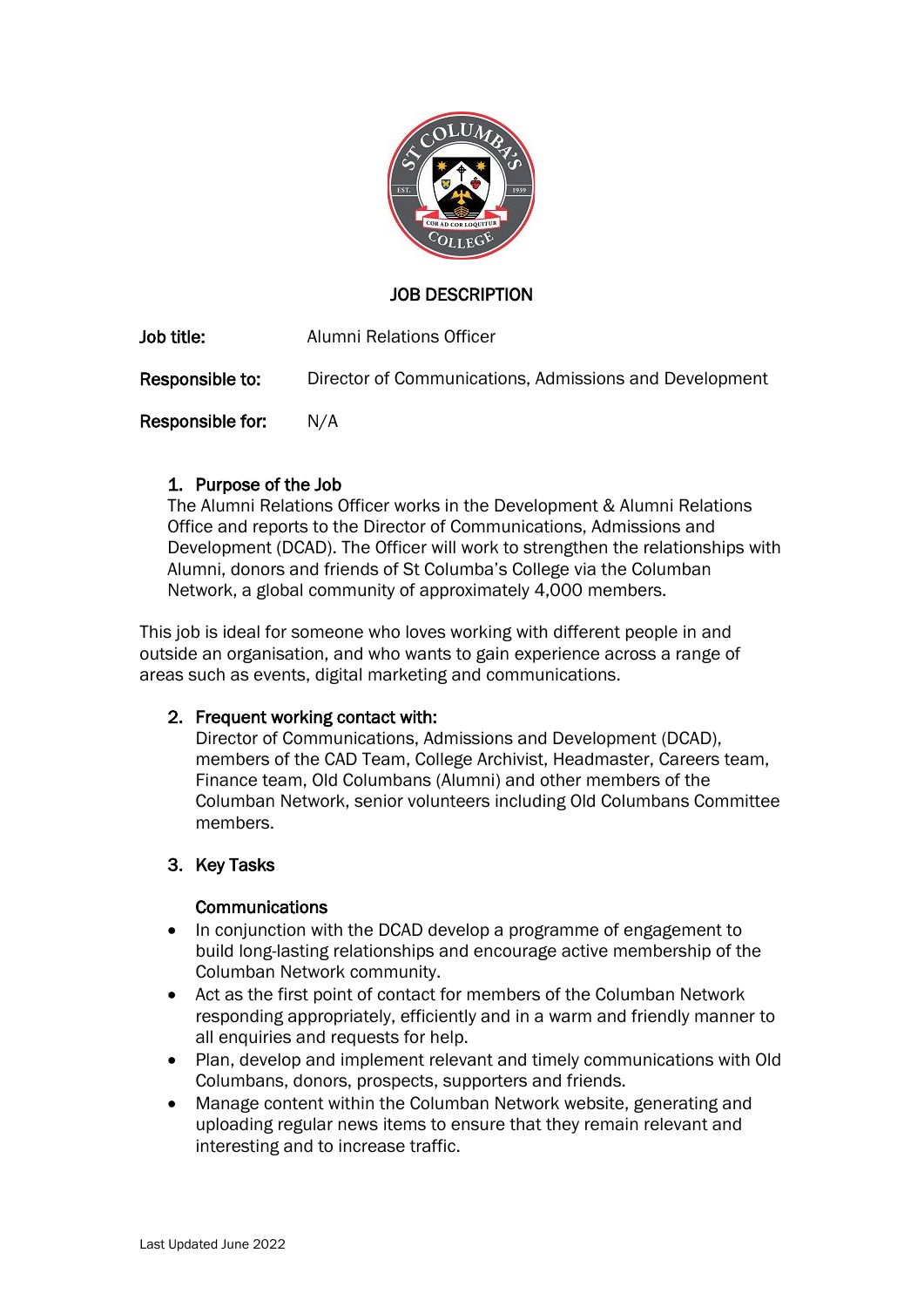# JOB DESCRIPTION

**Job title:** Alumni Relations Officer

**Responsible to:** Director of Communications, Admissions and Development

**Responsible for:** N/A

## 1. Purpose of the Job

The Alumni Relations Officer works in the Development & Alumni Relations Office and reports to the Director of Communications, Admissions and Development (DCAD). The Officer will work to strengthen the relationships with Alumni, donors and friends of St Columba's College via the Columban Network, a global community of approximately 4,000 members.

This job is ideal for someone who loves working with different people in and outside an organisation, and who wants to gain experience across a range of areas such as events, digital marketing and communications.

## 2. Frequent working contact with:

Director of Communications, Admissions and Development (DCAD), members of the CAD Team, College Archivist, Headmaster, Careers team, Finance team, Old Columbans (Alumni) and other members of the Columban Network, senior volunteers including Old Columbans Committee members.

## 3. Key Tasks

### Communications

- In conjunction with the DCAD develop a programme of engagement to build long-lasting relationships and encourage active membership of the Columban Network community.
- Act as the first point of contact for members of the Columban Network responding appropriately, efficiently and in a warm and friendly manner to all enquiries and requests for help.
- Plan, develop and implement relevant and timely communications with Old Columbans, donors, prospects, supporters and friends.
- Manage content within the Columban Network website, generating and uploading regular news items to ensure that they remain relevant and interesting and to increase traffic.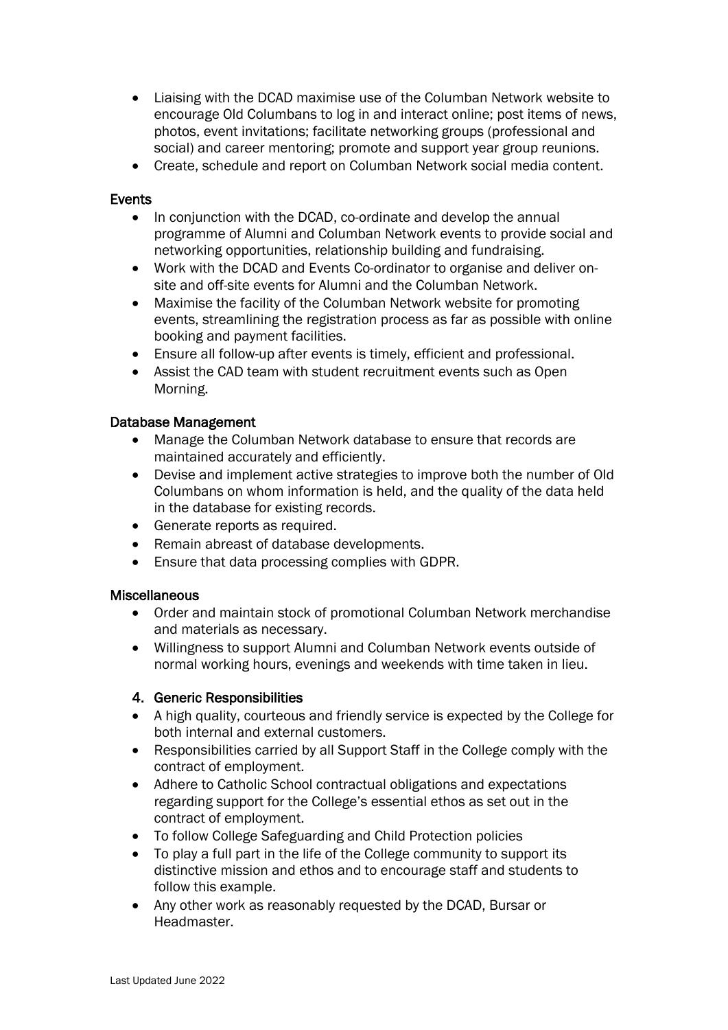- Liaising with the DCAD maximise use of the Columban Network website to encourage Old Columbans to log in and interact online; post items of news, photos, event invitations; facilitate networking groups (professional and social) and career mentoring; promote and support year group reunions.
- Create, schedule and report on Columban Network social media content.

### Events

- In conjunction with the DCAD, co-ordinate and develop the annual programme of Alumni and Columban Network events to provide social and networking opportunities, relationship building and fundraising.
- Work with the DCAD and Events Co-ordinator to organise and deliver on-site and off-site events for Alumni and the Columban Network.
- Maximise the facility of the Columban Network website for promoting events, streamlining the registration process as far as possible with online booking and payment facilities.
- Ensure all follow-up after events is timely, efficient and professional.
- Assist the CAD team with student recruitment events such as Open Morning.

### Database Management

- Manage the Columban Network database to ensure that records are maintained accurately and efficiently.
- Devise and implement active strategies to improve both the number of Old Columbans on whom information is held, and the quality of the data held in the database for existing records.
- Generate reports as required.
- Remain abreast of database developments.
- Ensure that data processing complies with GDPR.

### Miscellaneous

- Order and maintain stock of promotional Columban Network merchandise and materials as necessary.
- Willingness to support Alumni and Columban Network events outside of normal working hours, evenings and weekends with time taken in lieu.

## 4. Generic Responsibilities

- A high quality, courteous and friendly service is expected by the College for both internal and external customers.
- Responsibilities carried by all Support Staff in the College comply with the contract of employment.
- Adhere to Catholic School contractual obligations and expectations regarding support for the College's essential ethos as set out in the contract of employment.
- To follow College Safeguarding and Child Protection policies
- To play a full part in the life of the College community to support its distinctive mission and ethos and to encourage staff and students to follow this example.
- Any other work as reasonably requested by the DCAD, Bursar or Headmaster.

Last Updated June 2022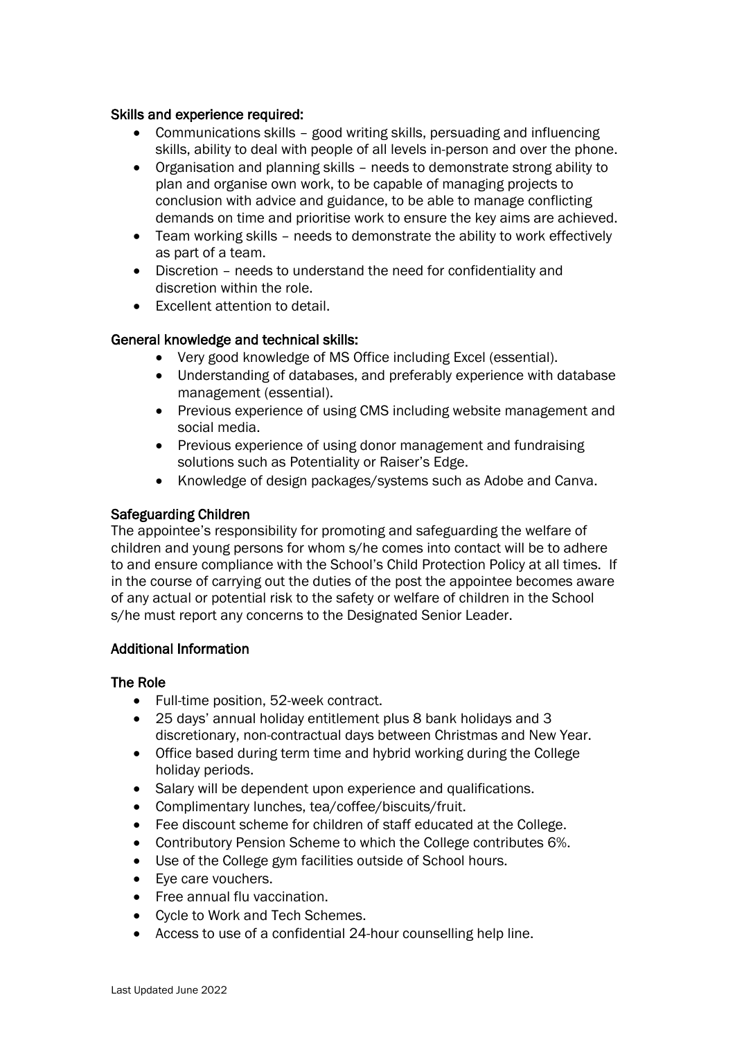**Skills and experience required:**

- Communications skills – good writing skills, persuading and influencing skills, ability to deal with people of all levels in-person and over the phone.
- Organisation and planning skills – needs to demonstrate strong ability to plan and organise own work, to be capable of managing projects to conclusion with advice and guidance, to be able to manage conflicting demands on time and prioritise work to ensure the key aims are achieved.
- Team working skills – needs to demonstrate the ability to work effectively as part of a team.
- Discretion – needs to understand the need for confidentiality and discretion within the role.
- Excellent attention to detail.

**General knowledge and technical skills:**

- Very good knowledge of MS Office including Excel (essential).
- Understanding of databases, and preferably experience with database management (essential).
- Previous experience of using CMS including website management and social media.
- Previous experience of using donor management and fundraising solutions such as Potentiality or Raiser's Edge.
- Knowledge of design packages/systems such as Adobe and Canva.

**Safeguarding Children**

The appointee's responsibility for promoting and safeguarding the welfare of children and young persons for whom s/he comes into contact will be to adhere to and ensure compliance with the School's Child Protection Policy at all times. If in the course of carrying out the duties of the post the appointee becomes aware of any actual or potential risk to the safety or welfare of children in the School s/he must report any concerns to the Designated Senior Leader.

**Additional Information**

**The Role**

- Full-time position, 52-week contract.
- 25 days' annual holiday entitlement plus 8 bank holidays and 3 discretionary, non-contractual days between Christmas and New Year.
- Office based during term time and hybrid working during the College holiday periods.
- Salary will be dependent upon experience and qualifications.
- Complimentary lunches, tea/coffee/biscuits/fruit.
- Fee discount scheme for children of staff educated at the College.
- Contributory Pension Scheme to which the College contributes 6%.
- Use of the College gym facilities outside of School hours.
- Eye care vouchers.
- Free annual flu vaccination.
- Cycle to Work and Tech Schemes.
- Access to use of a confidential 24-hour counselling help line.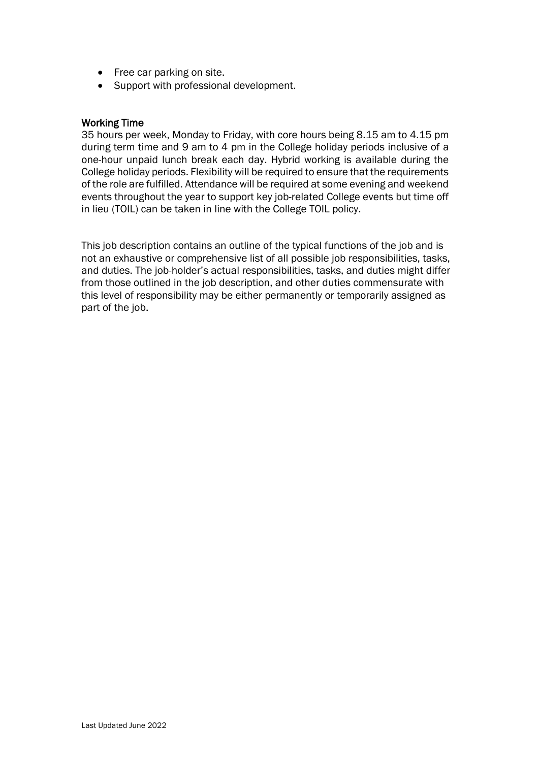- Free car parking on site.
- Support with professional development.

### Working Time

35 hours per week, Monday to Friday, with core hours being 8.15 am to 4.15 pm during term time and 9 am to 4 pm in the College holiday periods inclusive of a one-hour unpaid lunch break each day. Hybrid working is available during the College holiday periods. Flexibility will be required to ensure that the requirements of the role are fulfilled. Attendance will be required at some evening and weekend events throughout the year to support key job-related College events but time off in lieu (TOIL) can be taken in line with the College TOIL policy.

This job description contains an outline of the typical functions of the job and is not an exhaustive or comprehensive list of all possible job responsibilities, tasks, and duties. The job-holder's actual responsibilities, tasks, and duties might differ from those outlined in the job description, and other duties commensurate with this level of responsibility may be either permanently or temporarily assigned as part of the job.

Last Updated June 2022